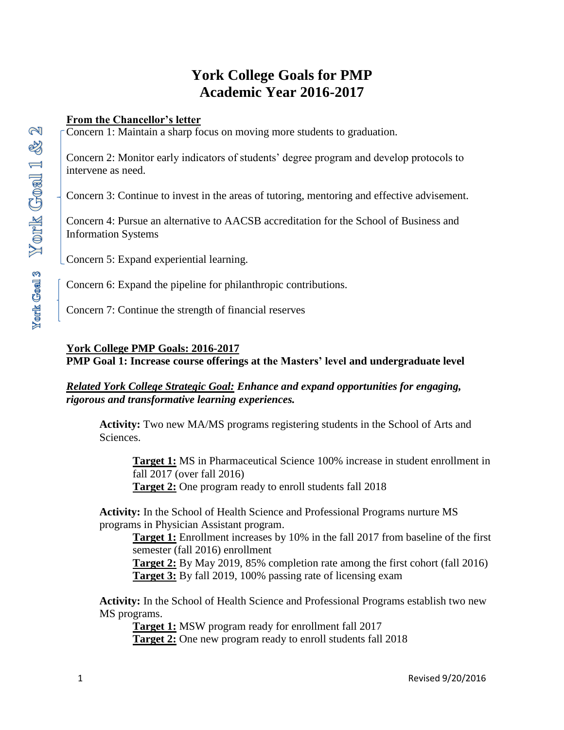# York College Goals for PMP
# Academic Year 2016-2017

**From the Chancellor's letter**

York Goal 1 & 2

Concern 1: Maintain a sharp focus on moving more students to graduation.

Concern 2: Monitor early indicators of students' degree program and develop protocols to intervene as need.

Concern 3: Continue to invest in the areas of tutoring, mentoring and effective advisement.

Concern 4: Pursue an alternative to AACSB accreditation for the School of Business and Information Systems

Concern 5: Expand experiential learning.

York Goal 3

Concern 6: Expand the pipeline for philanthropic contributions.

Concern 7: Continue the strength of financial reserves

**York College PMP Goals: 2016-2017**

**PMP Goal 1: Increase course offerings at the Masters' level and undergraduate level**

***Related York College Strategic Goal:* Enhance and expand opportunities for engaging, rigorous and transformative learning experiences.**

**Activity:** Two new MA/MS programs registering students in the School of Arts and Sciences.

- **Target 1:** MS in Pharmaceutical Science 100% increase in student enrollment in fall 2017 (over fall 2016)
- **Target 2:** One program ready to enroll students fall 2018

**Activity:** In the School of Health Science and Professional Programs nurture MS programs in Physician Assistant program.

- **Target 1:** Enrollment increases by 10% in the fall 2017 from baseline of the first semester (fall 2016) enrollment
- **Target 2:** By May 2019, 85% completion rate among the first cohort (fall 2016)
- **Target 3:** By fall 2019, 100% passing rate of licensing exam

**Activity:** In the School of Health Science and Professional Programs establish two new MS programs.

- **Target 1:** MSW program ready for enrollment fall 2017
- **Target 2:** One new program ready to enroll students fall 2018

Revised 9/20/2016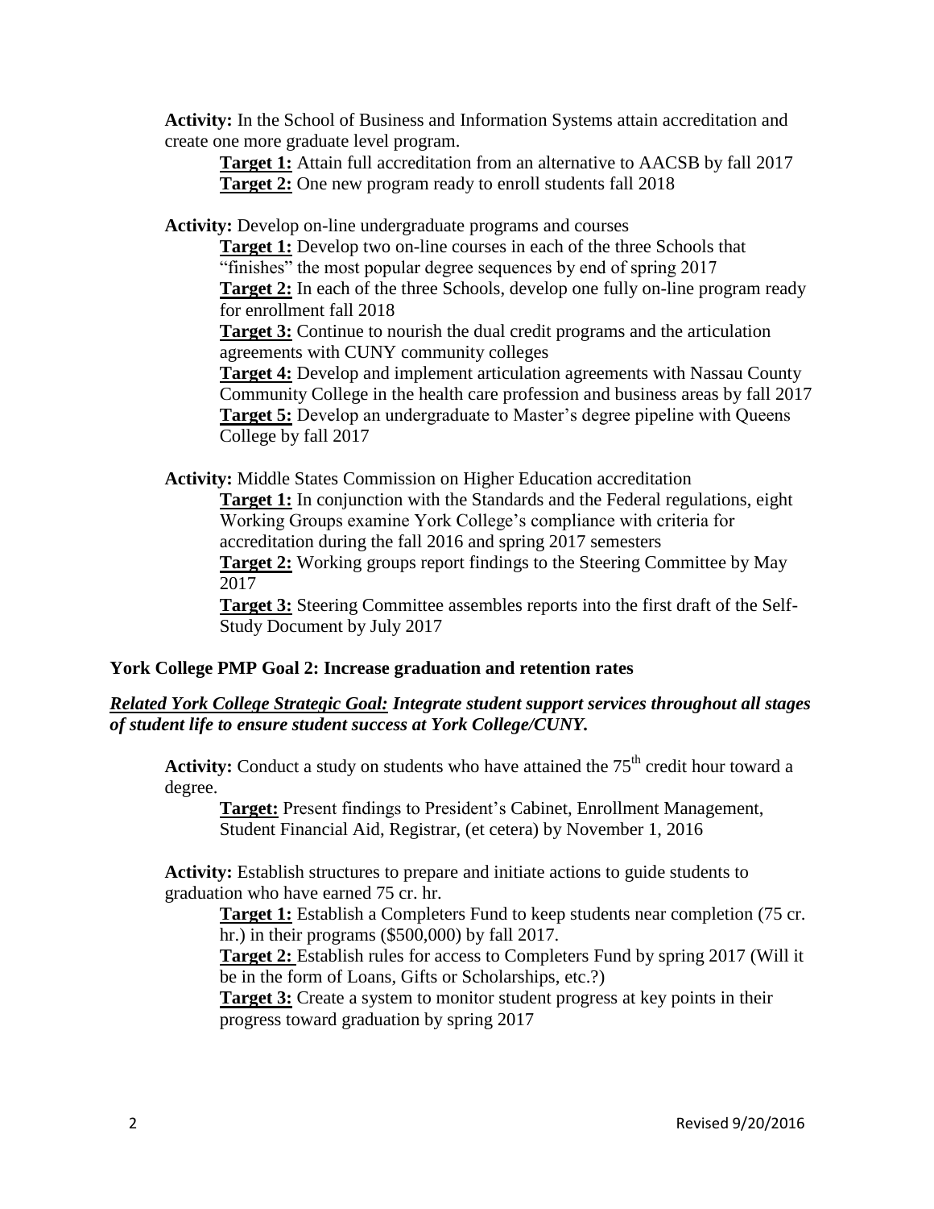**Activity:** In the School of Business and Information Systems attain accreditation and create one more graduate level program.

- **Target 1:** Attain full accreditation from an alternative to AACSB by fall 2017
- **Target 2:** One new program ready to enroll students fall 2018

**Activity:** Develop on-line undergraduate programs and courses

- **Target 1:** Develop two on-line courses in each of the three Schools that "finishes" the most popular degree sequences by end of spring 2017
- **Target 2:** In each of the three Schools, develop one fully on-line program ready for enrollment fall 2018
- **Target 3:** Continue to nourish the dual credit programs and the articulation agreements with CUNY community colleges
- **Target 4:** Develop and implement articulation agreements with Nassau County Community College in the health care profession and business areas by fall 2017
- **Target 5:** Develop an undergraduate to Master's degree pipeline with Queens College by fall 2017

**Activity:** Middle States Commission on Higher Education accreditation

- **Target 1:** In conjunction with the Standards and the Federal regulations, eight Working Groups examine York College's compliance with criteria for accreditation during the fall 2016 and spring 2017 semesters
- **Target 2:** Working groups report findings to the Steering Committee by May 2017
- **Target 3:** Steering Committee assembles reports into the first draft of the Self-Study Document by July 2017

### York College PMP Goal 2: Increase graduation and retention rates

***Related York College Strategic Goal:* *Integrate student support services throughout all stages of student life to ensure student success at York College/CUNY.***

**Activity:** Conduct a study on students who have attained the 75th credit hour toward a degree.

- **Target:** Present findings to President's Cabinet, Enrollment Management, Student Financial Aid, Registrar, (et cetera) by November 1, 2016

**Activity:** Establish structures to prepare and initiate actions to guide students to graduation who have earned 75 cr. hr.

- **Target 1:** Establish a Completers Fund to keep students near completion (75 cr. hr.) in their programs ($500,000) by fall 2017.
- **Target 2:** Establish rules for access to Completers Fund by spring 2017 (Will it be in the form of Loans, Gifts or Scholarships, etc.?)
- **Target 3:** Create a system to monitor student progress at key points in their progress toward graduation by spring 2017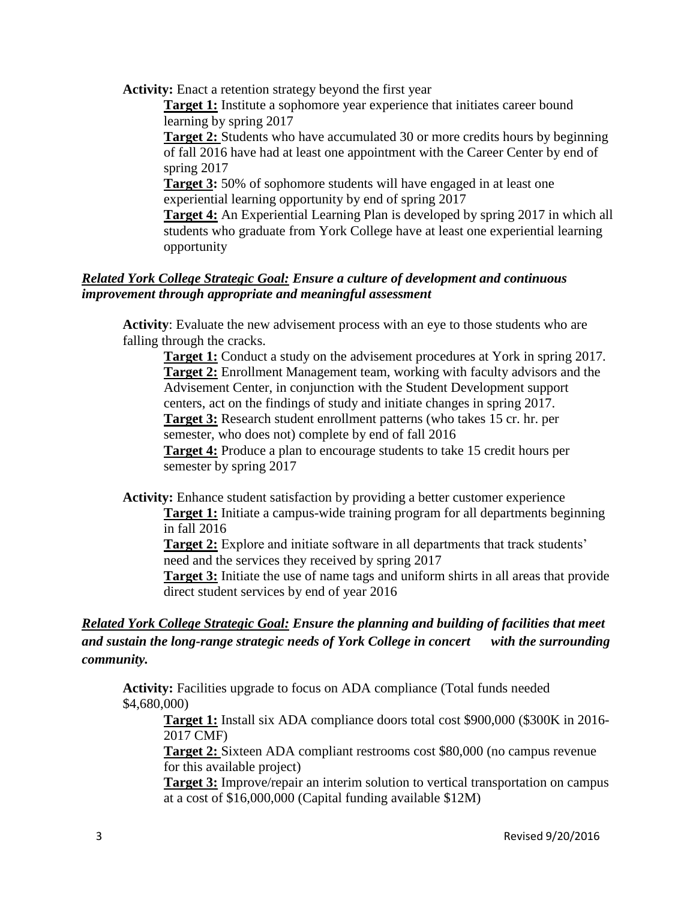**Activity:** Enact a retention strategy beyond the first year

- **Target 1:** Institute a sophomore year experience that initiates career bound learning by spring 2017
- **Target 2:** Students who have accumulated 30 or more credits hours by beginning of fall 2016 have had at least one appointment with the Career Center by end of spring 2017
- **Target 3:** 50% of sophomore students will have engaged in at least one experiential learning opportunity by end of spring 2017
- **Target 4:** An Experiential Learning Plan is developed by spring 2017 in which all students who graduate from York College have at least one experiential learning opportunity

***Related York College Strategic Goal:* Ensure a culture of development and continuous improvement through appropriate and meaningful assessment**

**Activity**: Evaluate the new advisement process with an eye to those students who are falling through the cracks.

- **Target 1:** Conduct a study on the advisement procedures at York in spring 2017.
- **Target 2:** Enrollment Management team, working with faculty advisors and the Advisement Center, in conjunction with the Student Development support centers, act on the findings of study and initiate changes in spring 2017.
- **Target 3:** Research student enrollment patterns (who takes 15 cr. hr. per semester, who does not) complete by end of fall 2016
- **Target 4:** Produce a plan to encourage students to take 15 credit hours per semester by spring 2017

**Activity:** Enhance student satisfaction by providing a better customer experience

- **Target 1:** Initiate a campus-wide training program for all departments beginning in fall 2016
- **Target 2:** Explore and initiate software in all departments that track students' need and the services they received by spring 2017
- **Target 3:** Initiate the use of name tags and uniform shirts in all areas that provide direct student services by end of year 2016

***Related York College Strategic Goal:* Ensure the planning and building of facilities that meet and sustain the long-range strategic needs of York College in concert with the surrounding community.**

**Activity:** Facilities upgrade to focus on ADA compliance (Total funds needed $4,680,000)

- **Target 1:** Install six ADA compliance doors total cost $900,000 ($300K in 2016-2017 CMF)
- **Target 2:** Sixteen ADA compliant restrooms cost $80,000 (no campus revenue for this available project)
- **Target 3:** Improve/repair an interim solution to vertical transportation on campus at a cost of $16,000,000 (Capital funding available $12M)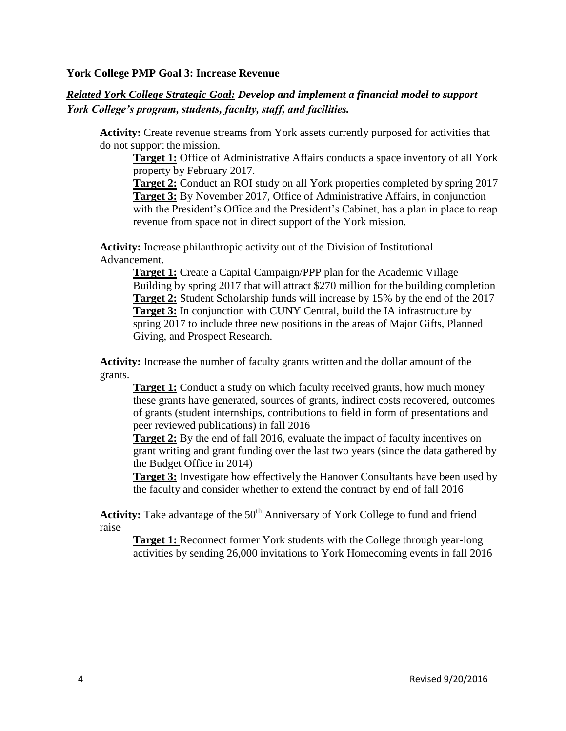**York College PMP Goal 3: Increase Revenue**

***<u>Related York College Strategic Goal:</u> Develop and implement a financial model to support York College's program, students, faculty, staff, and facilities.***

**Activity:** Create revenue streams from York assets currently purposed for activities that do not support the mission.

- **<u>Target 1:</u>** Office of Administrative Affairs conducts a space inventory of all York property by February 2017.
- **<u>Target 2:</u>** Conduct an ROI study on all York properties completed by spring 2017
- **<u>Target 3:</u>** By November 2017, Office of Administrative Affairs, in conjunction with the President's Office and the President's Cabinet, has a plan in place to reap revenue from space not in direct support of the York mission.

**Activity:** Increase philanthropic activity out of the Division of Institutional Advancement.

- **<u>Target 1:</u>** Create a Capital Campaign/PPP plan for the Academic Village Building by spring 2017 that will attract $270 million for the building completion
- **<u>Target 2:</u>** Student Scholarship funds will increase by 15% by the end of the 2017
- **<u>Target 3:</u>** In conjunction with CUNY Central, build the IA infrastructure by spring 2017 to include three new positions in the areas of Major Gifts, Planned Giving, and Prospect Research.

**Activity:** Increase the number of faculty grants written and the dollar amount of the grants.

- **<u>Target 1:</u>** Conduct a study on which faculty received grants, how much money these grants have generated, sources of grants, indirect costs recovered, outcomes of grants (student internships, contributions to field in form of presentations and peer reviewed publications) in fall 2016
- **<u>Target 2:</u>** By the end of fall 2016, evaluate the impact of faculty incentives on grant writing and grant funding over the last two years (since the data gathered by the Budget Office in 2014)
- **<u>Target 3:</u>** Investigate how effectively the Hanover Consultants have been used by the faculty and consider whether to extend the contract by end of fall 2016

**Activity:** Take advantage of the 50th Anniversary of York College to fund and friend raise

- **<u>Target 1:</u>** Reconnect former York students with the College through year-long activities by sending 26,000 invitations to York Homecoming events in fall 2016